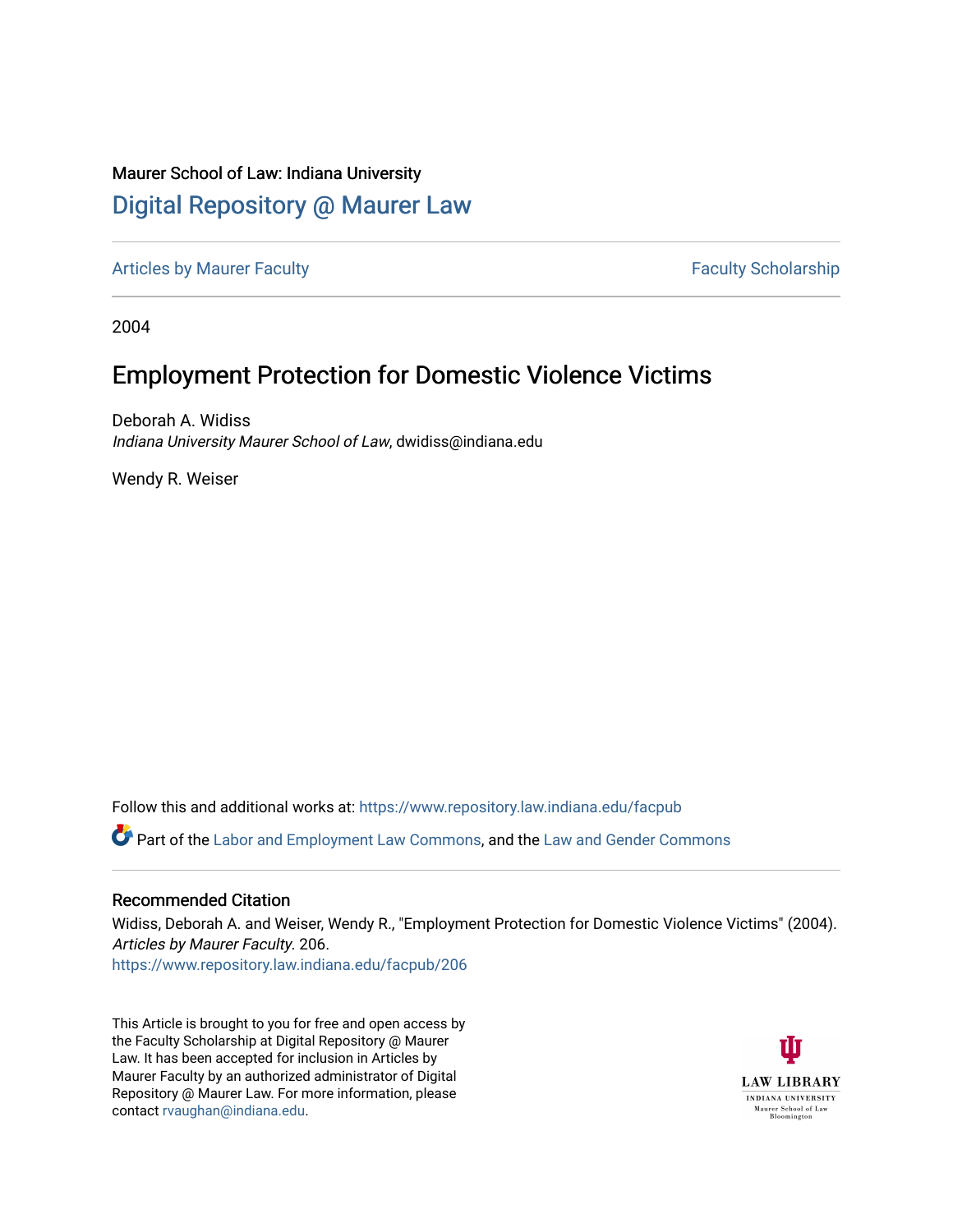Maurer School of Law: Indiana University

# Digital Repository @ Maurer Law

Articles by Maurer Faculty | Faculty Scholarship

2004

## Employment Protection for Domestic Violence Victims

Deborah A. Widiss
*Indiana University Maurer School of Law*, dwidiss@indiana.edu

Wendy R. Weiser

Follow this and additional works at: https://www.repository.law.indiana.edu/facpub

Part of the Labor and Employment Law Commons, and the Law and Gender Commons

### Recommended Citation

Widiss, Deborah A. and Weiser, Wendy R., "Employment Protection for Domestic Violence Victims" (2004). *Articles by Maurer Faculty*. 206.
https://www.repository.law.indiana.edu/facpub/206

This Article is brought to you for free and open access by the Faculty Scholarship at Digital Repository @ Maurer Law. It has been accepted for inclusion in Articles by Maurer Faculty by an authorized administrator of Digital Repository @ Maurer Law. For more information, please contact rvaughan@indiana.edu.

LAW LIBRARY
INDIANA UNIVERSITY
Maurer School of Law
Bloomington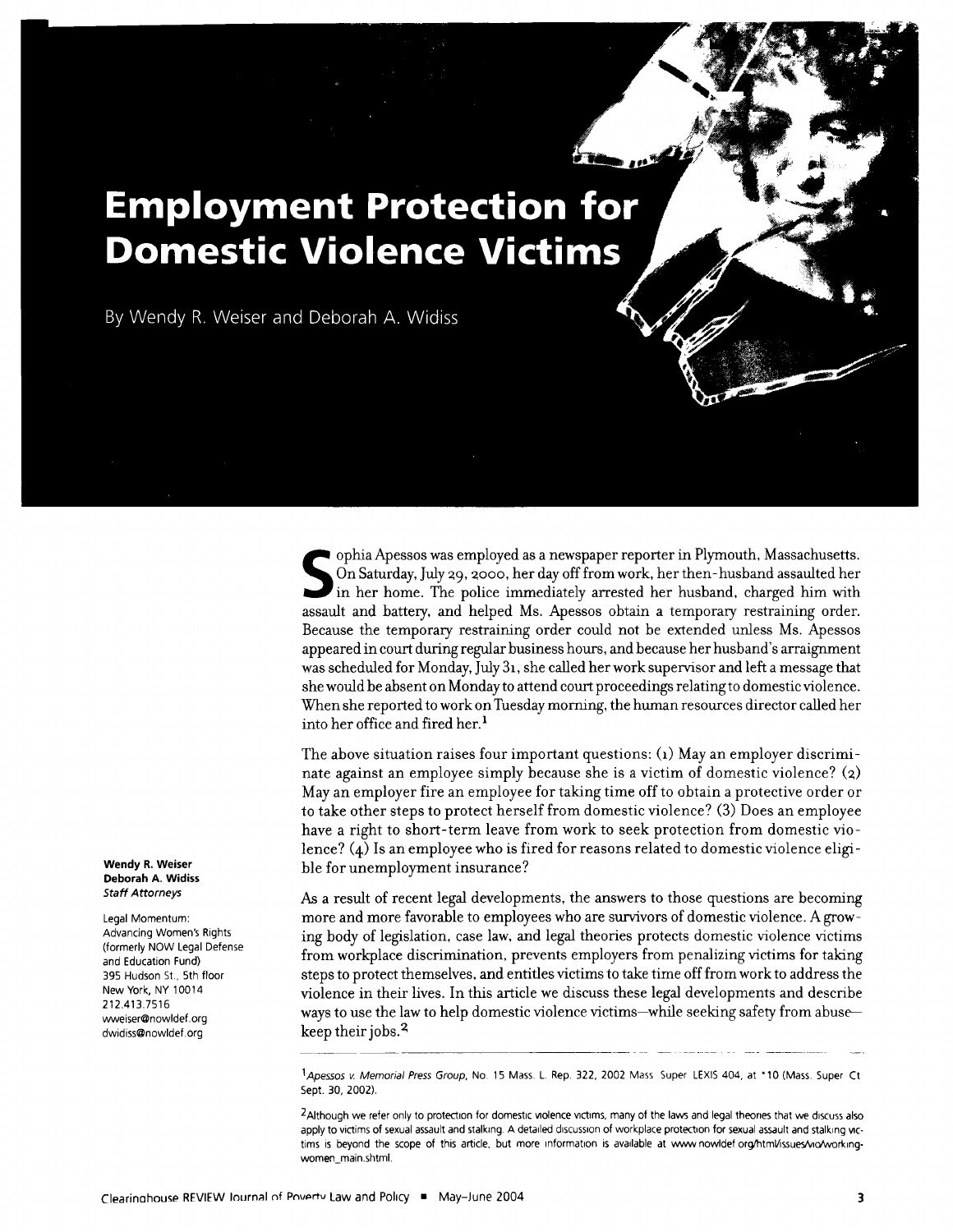# Employment Protection for Domestic Violence Victims

By Wendy R. Weiser and Deborah A. Widiss

**Wendy R. Weiser**
**Deborah A. Widiss**
*Staff Attorneys*

Legal Momentum: Advancing Women's Rights (formerly NOW Legal Defense and Education Fund)
395 Hudson St., 5th floor
New York, NY 10014
212.413.7516
wweiser@nowldef.org
dwidiss@nowldef.org

Sophia Apessos was employed as a newspaper reporter in Plymouth, Massachusetts. On Saturday, July 29, 2000, her day off from work, her then-husband assaulted her in her home. The police immediately arrested her husband, charged him with assault and battery, and helped Ms. Apessos obtain a temporary restraining order. Because the temporary restraining order could not be extended unless Ms. Apessos appeared in court during regular business hours, and because her husband's arraignment was scheduled for Monday, July 31, she called her work supervisor and left a message that she would be absent on Monday to attend court proceedings relating to domestic violence. When she reported to work on Tuesday morning, the human resources director called her into her office and fired her.[1]

The above situation raises four important questions: (1) May an employer discriminate against an employee simply because she is a victim of domestic violence? (2) May an employer fire an employee for taking time off to obtain a protective order or to take other steps to protect herself from domestic violence? (3) Does an employee have a right to short-term leave from work to seek protection from domestic violence? (4) Is an employee who is fired for reasons related to domestic violence eligible for unemployment insurance?

As a result of recent legal developments, the answers to those questions are becoming more and more favorable to employees who are survivors of domestic violence. A growing body of legislation, case law, and legal theories protects domestic violence victims from workplace discrimination, prevents employers from penalizing victims for taking steps to protect themselves, and entitles victims to take time off from work to address the violence in their lives. In this article we discuss these legal developments and describe ways to use the law to help domestic violence victims—while seeking safety from abuse—keep their jobs.[2]

---

[1] *Apessos v. Memorial Press Group*, No. 15 Mass. L. Rep. 322, 2002 Mass. Super. LEXIS 404, at *10 (Mass. Super. Ct. Sept. 30, 2002).

[2] Although we refer only to protection for domestic violence victims, many of the laws and legal theories that we discuss also apply to victims of sexual assault and stalking. A detailed discussion of workplace protection for sexual assault and stalking victims is beyond the scope of this article, but more information is available at www.nowldef.org/html/issues/vio/working-women_main.shtml.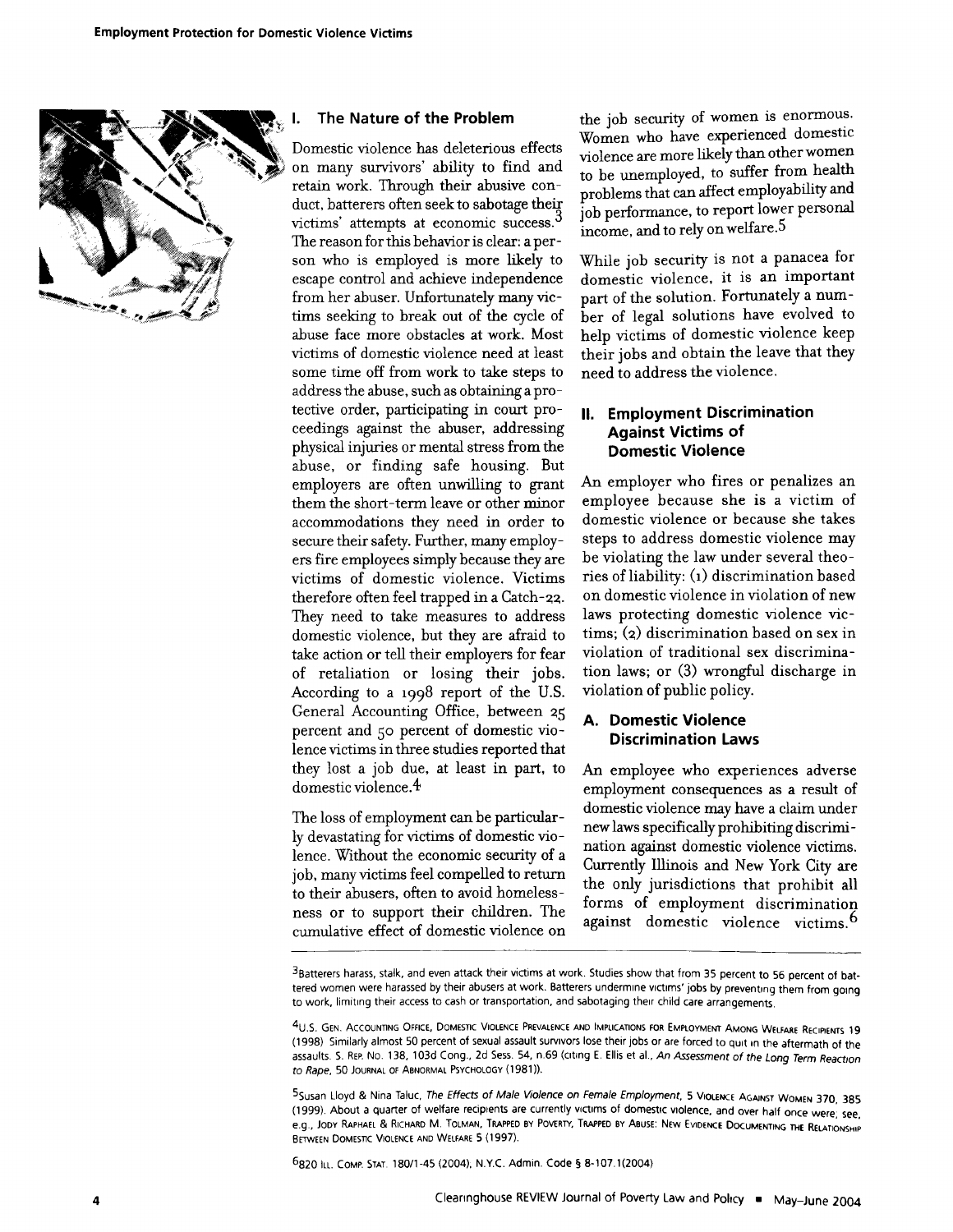## I. The Nature of the Problem

Domestic violence has deleterious effects on many survivors' ability to find and retain work. Through their abusive conduct, batterers often seek to sabotage their victims' attempts at economic success.[3] The reason for this behavior is clear: a person who is employed is more likely to escape control and achieve independence from her abuser. Unfortunately many victims seeking to break out of the cycle of abuse face more obstacles at work. Most victims of domestic violence need at least some time off from work to take steps to address the abuse, such as obtaining a protective order, participating in court proceedings against the abuser, addressing physical injuries or mental stress from the abuse, or finding safe housing. But employers are often unwilling to grant them the short-term leave or other minor accommodations they need in order to secure their safety. Further, many employers fire employees simply because they are victims of domestic violence. Victims therefore often feel trapped in a Catch-22. They need to take measures to address domestic violence, but they are afraid to take action or tell their employers for fear of retaliation or losing their jobs. According to a 1998 report of the U.S. General Accounting Office, between 25 percent and 50 percent of domestic violence victims in three studies reported that they lost a job due, at least in part, to domestic violence.[4]

The loss of employment can be particularly devastating for victims of domestic violence. Without the economic security of a job, many victims feel compelled to return to their abusers, often to avoid homelessness or to support their children. The cumulative effect of domestic violence on the job security of women is enormous. Women who have experienced domestic violence are more likely than other women to be unemployed, to suffer from health problems that can affect employability and job performance, to report lower personal income, and to rely on welfare.[5]

While job security is not a panacea for domestic violence, it is an important part of the solution. Fortunately a number of legal solutions have evolved to help victims of domestic violence keep their jobs and obtain the leave that they need to address the violence.

## II. Employment Discrimination Against Victims of Domestic Violence

An employer who fires or penalizes an employee because she is a victim of domestic violence or because she takes steps to address domestic violence may be violating the law under several theories of liability: (1) discrimination based on domestic violence in violation of new laws protecting domestic violence victims; (2) discrimination based on sex in violation of traditional sex discrimination laws; or (3) wrongful discharge in violation of public policy.

### A. Domestic Violence Discrimination Laws

An employee who experiences adverse employment consequences as a result of domestic violence may have a claim under new laws specifically prohibiting discrimination against domestic violence victims. Currently Illinois and New York City are the only jurisdictions that prohibit all forms of employment discrimination against domestic violence victims.[6]

---

[3] Batterers harass, stalk, and even attack their victims at work. Studies show that from 35 percent to 56 percent of battered women were harassed by their abusers at work. Batterers undermine victims' jobs by preventing them from going to work, limiting their access to cash or transportation, and sabotaging their child care arrangements.

[4] U.S. Gen. Accounting Office, Domestic Violence Prevalence and Implications for Employment Among Welfare Recipients 19 (1998). Similarly almost 50 percent of sexual assault survivors lose their jobs or are forced to quit in the aftermath of the assaults. S. Rep. No. 138, 103d Cong., 2d Sess. 54, n.69 (citing E. Ellis et al., *An Assessment of the Long Term Reaction to Rape*, 50 Journal of Abnormal Psychology (1981)).

[5] Susan Lloyd & Nina Taluc, *The Effects of Male Violence on Female Employment*, 5 Violence Against Women 370, 385 (1999). About a quarter of welfare recipients are currently victims of domestic violence, and over half once were; see, e.g., Jody Raphael & Richard M. Tolman, Trapped by Poverty, Trapped by Abuse: New Evidence Documenting the Relationship Between Domestic Violence and Welfare 5 (1997).

[6] 820 Ill. Comp. Stat. 180/1-45 (2004), N.Y.C. Admin. Code § 8-107.1(2004)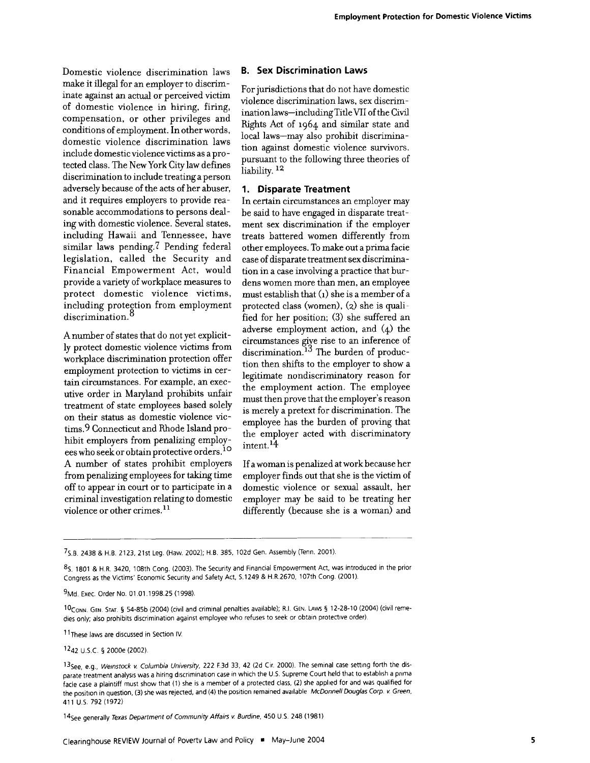Domestic violence discrimination laws make it illegal for an employer to discriminate against an actual or perceived victim of domestic violence in hiring, firing, compensation, or other privileges and conditions of employment. In other words, domestic violence discrimination laws include domestic violence victims as a protected class. The New York City law defines discrimination to include treating a person adversely because of the acts of her abuser, and it requires employers to provide reasonable accommodations to persons dealing with domestic violence. Several states, including Hawaii and Tennessee, have similar laws pending.[7] Pending federal legislation, called the Security and Financial Empowerment Act, would provide a variety of workplace measures to protect domestic violence victims, including protection from employment discrimination.[8]

A number of states that do not yet explicitly protect domestic violence victims from workplace discrimination protection offer employment protection to victims in certain circumstances. For example, an executive order in Maryland prohibits unfair treatment of state employees based solely on their status as domestic violence victims.[9] Connecticut and Rhode Island prohibit employers from penalizing employees who seek or obtain protective orders.[10] A number of states prohibit employers from penalizing employees for taking time off to appear in court or to participate in a criminal investigation relating to domestic violence or other crimes.[11]

## B. Sex Discrimination Laws

For jurisdictions that do not have domestic violence discrimination laws, sex discrimination laws—including Title VII of the Civil Rights Act of 1964 and similar state and local laws—may also prohibit discrimination against domestic violence survivors, pursuant to the following three theories of liability.[12]

### 1. Disparate Treatment

In certain circumstances an employer may be said to have engaged in disparate treatment sex discrimination if the employer treats battered women differently from other employees. To make out a prima facie case of disparate treatment sex discrimination in a case involving a practice that burdens women more than men, an employee must establish that (1) she is a member of a protected class (women), (2) she is qualified for her position; (3) she suffered an adverse employment action, and (4) the circumstances give rise to an inference of discrimination.[13] The burden of production then shifts to the employer to show a legitimate nondiscriminatory reason for the employment action. The employee must then prove that the employer's reason is merely a pretext for discrimination. The employee has the burden of proving that the employer acted with discriminatory intent.[14]

If a woman is penalized at work because her employer finds out that she is the victim of domestic violence or sexual assault, her employer may be said to be treating her differently (because she is a woman) and

---

[7] S.B. 2438 & H.B. 2123, 21st Leg. (Haw. 2002); H.B. 385, 102d Gen. Assembly (Tenn. 2001).

[8] S. 1801 & H.R. 3420, 108th Cong. (2003). The Security and Financial Empowerment Act, was introduced in the prior Congress as the Victims' Economic Security and Safety Act, S.1249 & H.R.2670, 107th Cong. (2001).

[9] Md. Exec. Order No. 01.01.1998.25 (1998).

[10] CONN. GEN. STAT. § 54-85b (2004) (civil and criminal penalties available); R.I. GEN. LAWS § 12-28-10 (2004) (civil remedies only; also prohibits discrimination against employee who refuses to seek or obtain protective order).

[11] These laws are discussed in Section IV.

[12] 42 U.S.C. § 2000e (2002).

[13] See, e.g., *Weinstock v. Columbia University*, 222 F.3d 33, 42 (2d Cir. 2000). The seminal case setting forth the disparate treatment analysis was a hiring discrimination case in which the U.S. Supreme Court held that to establish a prima facie case a plaintiff must show that (1) she is a member of a protected class, (2) she applied for and was qualified for the position in question, (3) she was rejected, and (4) the position remained available. *McDonnell Douglas Corp. v. Green*, 411 U.S. 792 (1972).

[14] See generally *Texas Department of Community Affairs v. Burdine*, 450 U.S. 248 (1981).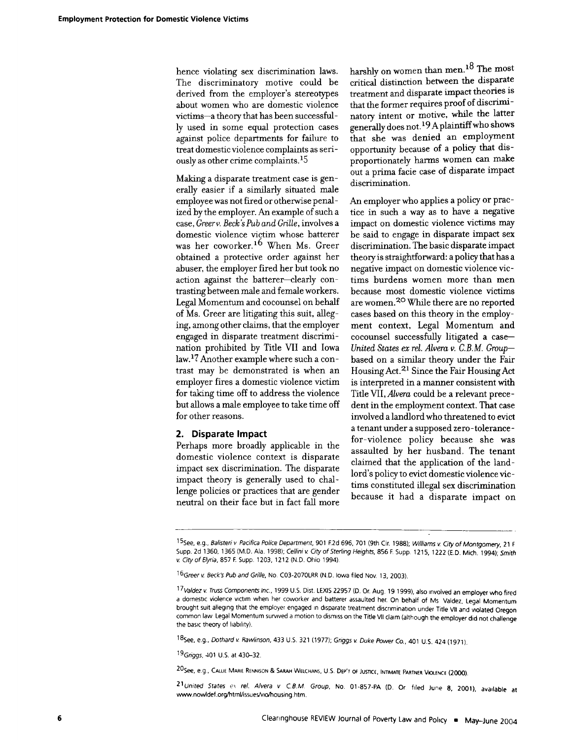hence violating sex discrimination laws. The discriminatory motive could be derived from the employer's stereotypes about women who are domestic violence victims—a theory that has been successfully used in some equal protection cases against police departments for failure to treat domestic violence complaints as seriously as other crime complaints.[15]

Making a disparate treatment case is generally easier if a similarly situated male employee was not fired or otherwise penalized by the employer. An example of such a case, *Greer v. Beck's Pub and Grille*, involves a domestic violence victim whose batterer was her coworker.[16] When Ms. Greer obtained a protective order against her abuser, the employer fired her but took no action against the batterer—clearly contrasting between male and female workers. Legal Momentum and cocounsel on behalf of Ms. Greer are litigating this suit, alleging, among other claims, that the employer engaged in disparate treatment discrimination prohibited by Title VII and Iowa law.[17] Another example where such a contrast may be demonstrated is when an employer fires a domestic violence victim for taking time off to address the violence but allows a male employee to take time off for other reasons.

## 2. Disparate Impact

Perhaps more broadly applicable in the domestic violence context is disparate impact sex discrimination. The disparate impact theory is generally used to challenge policies or practices that are gender neutral on their face but in fact fall more harshly on women than men.[18] The most critical distinction between the disparate treatment and disparate impact theories is that the former requires proof of discriminatory intent or motive, while the latter generally does not.[19] A plaintiff who shows that she was denied an employment opportunity because of a policy that disproportionately harms women can make out a prima facie case of disparate impact discrimination.

An employer who applies a policy or practice in such a way as to have a negative impact on domestic violence victims may be said to engage in disparate impact sex discrimination. The basic disparate impact theory is straightforward: a policy that has a negative impact on domestic violence victims burdens women more than men because most domestic violence victims are women.[20] While there are no reported cases based on this theory in the employment context, Legal Momentum and cocounsel successfully litigated a case—*United States ex rel. Alvera v. C.B.M. Group*—based on a similar theory under the Fair Housing Act.[21] Since the Fair Housing Act is interpreted in a manner consistent with Title VII, *Alvera* could be a relevant precedent in the employment context. That case involved a landlord who threatened to evict a tenant under a supposed zero-tolerance-for-violence policy because she was assaulted by her husband. The tenant claimed that the application of the landlord's policy to evict domestic violence victims constituted illegal sex discrimination because it had a disparate impact on

---

[15] See, e.g., *Balisteri v. Pacifica Police Department*, 901 F.2d 696, 701 (9th Cir. 1988); *Williams v. City of Montgomery*, 21 F. Supp. 2d 1360, 1365 (M.D. Ala. 1998); *Cellini v. City of Sterling Heights*, 856 F. Supp. 1215, 1222 (E.D. Mich. 1994); *Smith v. City of Elyria*, 857 F. Supp. 1203, 1212 (N.D. Ohio 1994).

[16] *Greer v. Beck's Pub and Grille*, No. C03-2070LRR (N.D. Iowa filed Nov. 13, 2003).

[17] *Valdez v. Truss Components Inc.*, 1999 U.S. Dist. LEXIS 22957 (D. Or. Aug. 19 1999), also involved an employer who fired a domestic violence victim when her coworker and batterer assaulted her. On behalf of Ms. Valdez, Legal Momentum brought suit alleging that the employer engaged in disparate treatment discrimination under Title VII and violated Oregon common law. Legal Momentum survived a motion to dismiss on the Title VII claim (although the employer did not challenge the basic theory of liability).

[18] See, e.g., *Dothard v. Rawlinson*, 433 U.S. 321 (1977); *Griggs v. Duke Power Co.*, 401 U.S. 424 (1971).

[19] *Griggs*, 401 U.S. at 430–32.

[20] See, e.g., Callie Marie Rennison & Sarah Welchans, U.S. Dep't of Justice, Intimate Partner Violence (2000).

[21] *United States ex rel. Alvera v. C.B.M. Group*, No. 01-857-PA (D. Or. filed June 8, 2001), available at www.nowldef.org/html/issues/vio/housing.htm.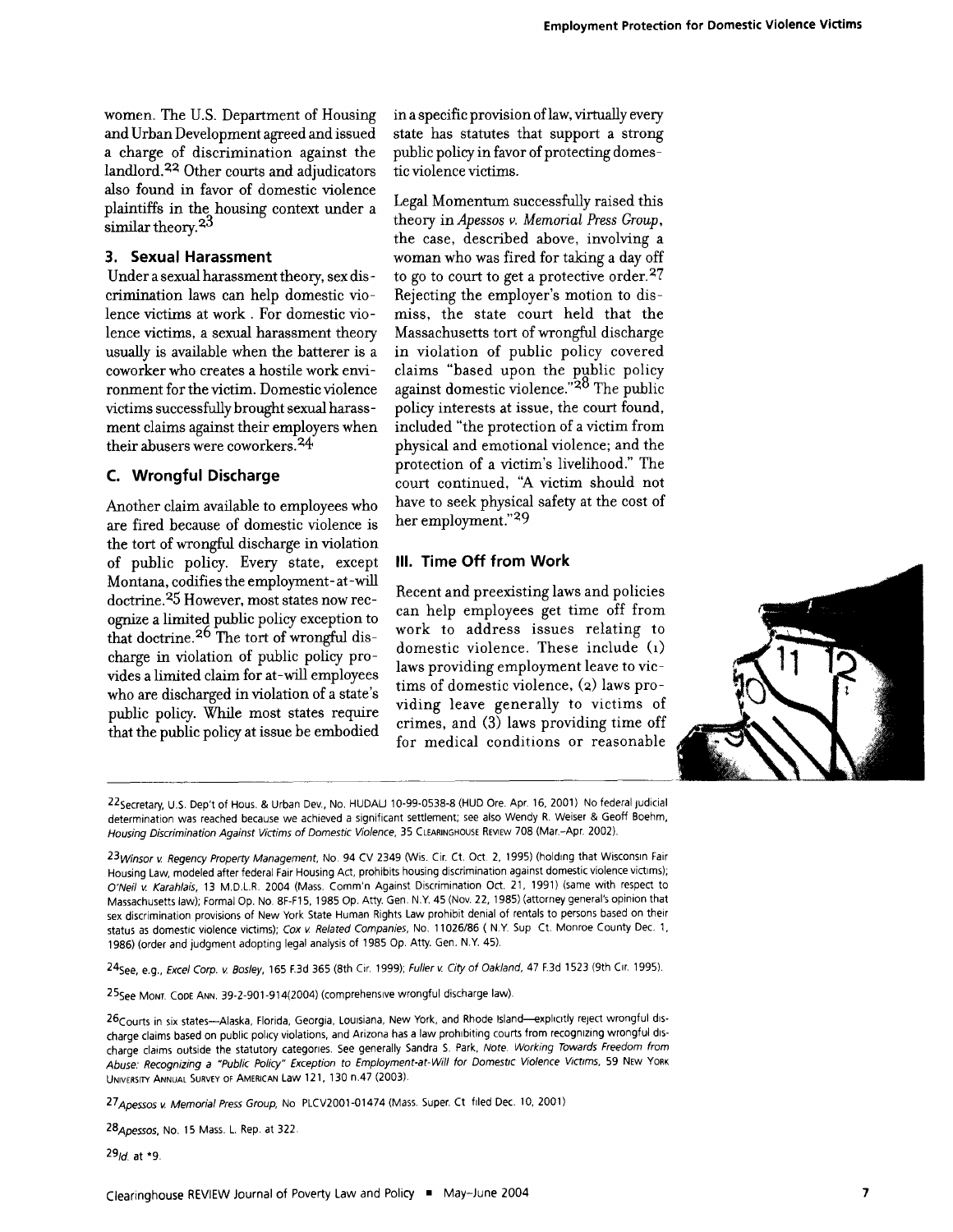women. The U.S. Department of Housing and Urban Development agreed and issued a charge of discrimination against the landlord.[22] Other courts and adjudicators also found in favor of domestic violence plaintiffs in the housing context under a similar theory.[23]

### 3. Sexual Harassment

Under a sexual harassment theory, sex discrimination laws can help domestic violence victims at work . For domestic violence victims, a sexual harassment theory usually is available when the batterer is a coworker who creates a hostile work environment for the victim. Domestic violence victims successfully brought sexual harassment claims against their employers when their abusers were coworkers.[24]

## C. Wrongful Discharge

Another claim available to employees who are fired because of domestic violence is the tort of wrongful discharge in violation of public policy. Every state, except Montana, codifies the employment-at-will doctrine.[25] However, most states now recognize a limited public policy exception to that doctrine.[26] The tort of wrongful discharge in violation of public policy provides a limited claim for at-will employees who are discharged in violation of a state's public policy. While most states require that the public policy at issue be embodied in a specific provision of law, virtually every state has statutes that support a strong public policy in favor of protecting domestic violence victims.

Legal Momentum successfully raised this theory in *Apessos v. Memorial Press Group*, the case, described above, involving a woman who was fired for taking a day off to go to court to get a protective order.[27] Rejecting the employer's motion to dismiss, the state court held that the Massachusetts tort of wrongful discharge in violation of public policy covered claims "based upon the public policy against domestic violence."[28] The public policy interests at issue, the court found, included "the protection of a victim from physical and emotional violence; and the protection of a victim's livelihood." The court continued, "A victim should not have to seek physical safety at the cost of her employment."[29]

## III. Time Off from Work

Recent and preexisting laws and policies can help employees get time off from work to address issues relating to domestic violence. These include (1) laws providing employment leave to victims of domestic violence, (2) laws providing leave generally to victims of crimes, and (3) laws providing time off for medical conditions or reasonable

---

[22] Secretary, U.S. Dep't of Hous. & Urban Dev., No. HUDALJ 10-99-0538-8 (HUD Ore. Apr. 16, 2001). No federal judicial determination was reached because we achieved a significant settlement; see also Wendy R. Weiser & Geoff Boehm, *Housing Discrimination Against Victims of Domestic Violence*, 35 CLEARINGHOUSE REVIEW 708 (Mar.–Apr. 2002).

[23] *Winsor v. Regency Property Management*, No. 94 CV 2349 (Wis. Cir. Ct. Oct. 2, 1995) (holding that Wisconsin Fair Housing Law, modeled after federal Fair Housing Act, prohibits housing discrimination against domestic violence victims); *O'Neil v. Karahlais*, 13 M.D.L.R. 2004 (Mass. Comm'n Against Discrimination Oct. 21, 1991) (same with respect to Massachusetts law); Formal Op. No. 8F-F15, 1985 Op. Atty. Gen. N.Y. 45 (Nov. 22, 1985) (attorney general's opinion that sex discrimination provisions of New York State Human Rights Law prohibit denial of rentals to persons based on their status as domestic violence victims); *Cox v. Related Companies*, No. 11026/86 ( N.Y. Sup. Ct. Monroe County Dec. 1, 1986) (order and judgment adopting legal analysis of 1985 Op. Atty. Gen. N.Y. 45).

[24] See, e.g., *Excel Corp. v. Bosley*, 165 F.3d 365 (8th Cir. 1999); *Fuller v. City of Oakland*, 47 F.3d 1523 (9th Cir. 1995).

[25] See MONT. CODE ANN. 39-2-901-914(2004) (comprehensive wrongful discharge law).

[26] Courts in six states—Alaska, Florida, Georgia, Louisiana, New York, and Rhode Island—explicitly reject wrongful discharge claims based on public policy violations, and Arizona has a law prohibiting courts from recognizing wrongful discharge claims outside the statutory categories. See generally Sandra S. Park, Note, *Working Towards Freedom from Abuse: Recognizing a "Public Policy" Exception to Employment-at-Will for Domestic Violence Victims*, 59 NEW YORK UNIVERSITY ANNUAL SURVEY OF AMERICAN LAW 121, 130 n.47 (2003).

[27] *Apessos v. Memorial Press Group*, No. PLCV2001-01474 (Mass. Super. Ct. filed Dec. 10, 2001).

[28] *Apessos*, No. 15 Mass. L. Rep. at 322.

[29] *Id.* at *9.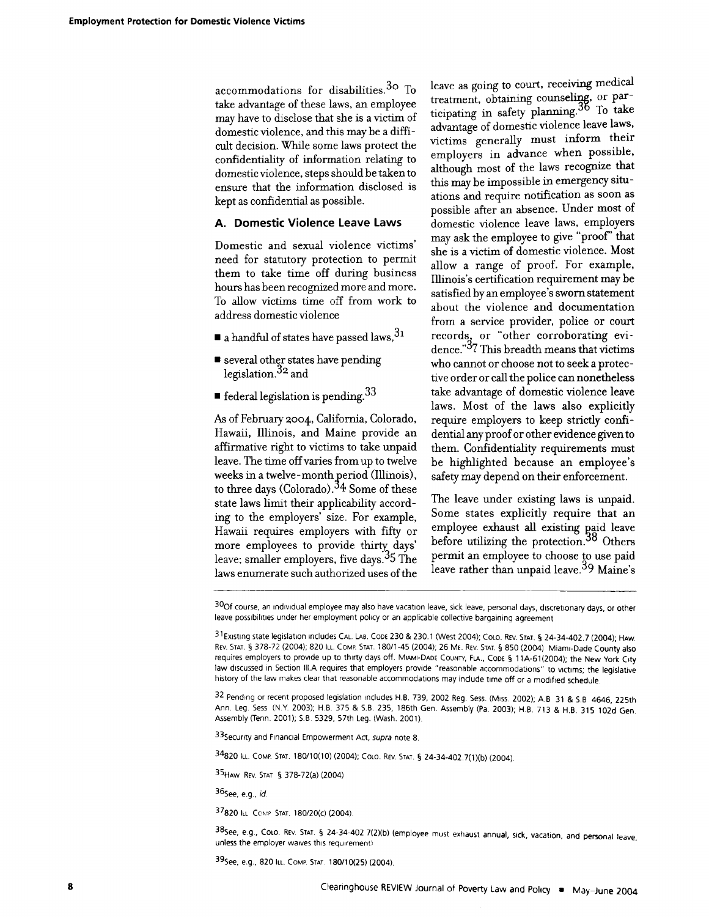accommodations for disabilities.[30] To take advantage of these laws, an employee may have to disclose that she is a victim of domestic violence, and this may be a difficult decision. While some laws protect the confidentiality of information relating to domestic violence, steps should be taken to ensure that the information disclosed is kept as confidential as possible.

### A. Domestic Violence Leave Laws

Domestic and sexual violence victims' need for statutory protection to permit them to take time off during business hours has been recognized more and more. To allow victims time off from work to address domestic violence

- a handful of states have passed laws,[31]
- several other states have pending legislation,[32] and
- federal legislation is pending.[33]

As of February 2004, California, Colorado, Hawaii, Illinois, and Maine provide an affirmative right to victims to take unpaid leave. The time off varies from up to twelve weeks in a twelve-month period (Illinois), to three days (Colorado).[34] Some of these state laws limit their applicability according to the employers' size. For example, Hawaii requires employers with fifty or more employees to provide thirty days' leave; smaller employers, five days.[35] The laws enumerate such authorized uses of the leave as going to court, receiving medical treatment, obtaining counseling, or participating in safety planning.[36] To take advantage of domestic violence leave laws, victims generally must inform their employers in advance when possible, although most of the laws recognize that this may be impossible in emergency situations and require notification as soon as possible after an absence. Under most of domestic violence leave laws, employers may ask the employee to give "proof" that she is a victim of domestic violence. Most allow a range of proof. For example, Illinois's certification requirement may be satisfied by an employee's sworn statement about the violence and documentation from a service provider, police or court records, or "other corroborating evidence."[37] This breadth means that victims who cannot or choose not to seek a protective order or call the police can nonetheless take advantage of domestic violence leave laws. Most of the laws also explicitly require employers to keep strictly confidential any proof or other evidence given to them. Confidentiality requirements must be highlighted because an employee's safety may depend on their enforcement.

The leave under existing laws is unpaid. Some states explicitly require that an employee exhaust all existing paid leave before utilizing the protection.[38] Others permit an employee to choose to use paid leave rather than unpaid leave.[39] Maine's

---

[30] Of course, an individual employee may also have vacation leave, sick leave, personal days, discretionary days, or other leave possibilities under her employment policy or an applicable collective bargaining agreement.

[31] Existing state legislation includes CAL. LAB. CODE 230 & 230.1 (West 2004); COLO. REV. STAT. § 24-34-402.7 (2004); HAW. REV. STAT. § 378-72 (2004); 820 ILL. COMP. STAT. 180/1-45 (2004); 26 ME. REV. STAT. § 850 (2004). Miami-Dade County also requires employers to provide up to thirty days off. MIAMI-DADE COUNTY, FLA., CODE § 11A-61(2004); the New York City law discussed in Section III.A requires that employers provide "reasonable accommodations" to victims; the legislative history of the law makes clear that reasonable accommodations may include time off or a modified schedule.

[32] Pending or recent proposed legislation includes H.B. 739, 2002 Reg. Sess. (Miss. 2002); A.B. 31 & S.B. 4646, 225th Ann. Leg. Sess. (N.Y. 2003); H.B. 375 & S.B. 235, 186th Gen. Assembly (Pa. 2003); H.B. 713 & H.B. 315 102d Gen. Assembly (Tenn. 2001); S.B. 5329, 57th Leg. (Wash. 2001).

[33] Security and Financial Empowerment Act, *supra* note 8.

[34] 820 ILL. COMP. STAT. 180/10(10) (2004); COLO. REV. STAT. § 24-34-402.7(1)(b) (2004).

[35] HAW. REV. STAT. § 378-72(a) (2004).

[36] *See, e.g., id.*

[37] 820 ILL. COMP. STAT. 180/20(c) (2004).

[38] *See, e.g.,* COLO. REV. STAT. § 24-34-402.7(2)(b) (employee must exhaust annual, sick, vacation, and personal leave, unless the employer waives this requirement).

[39] *See, e.g.,* 820 ILL. COMP. STAT. 180/10(25) (2004).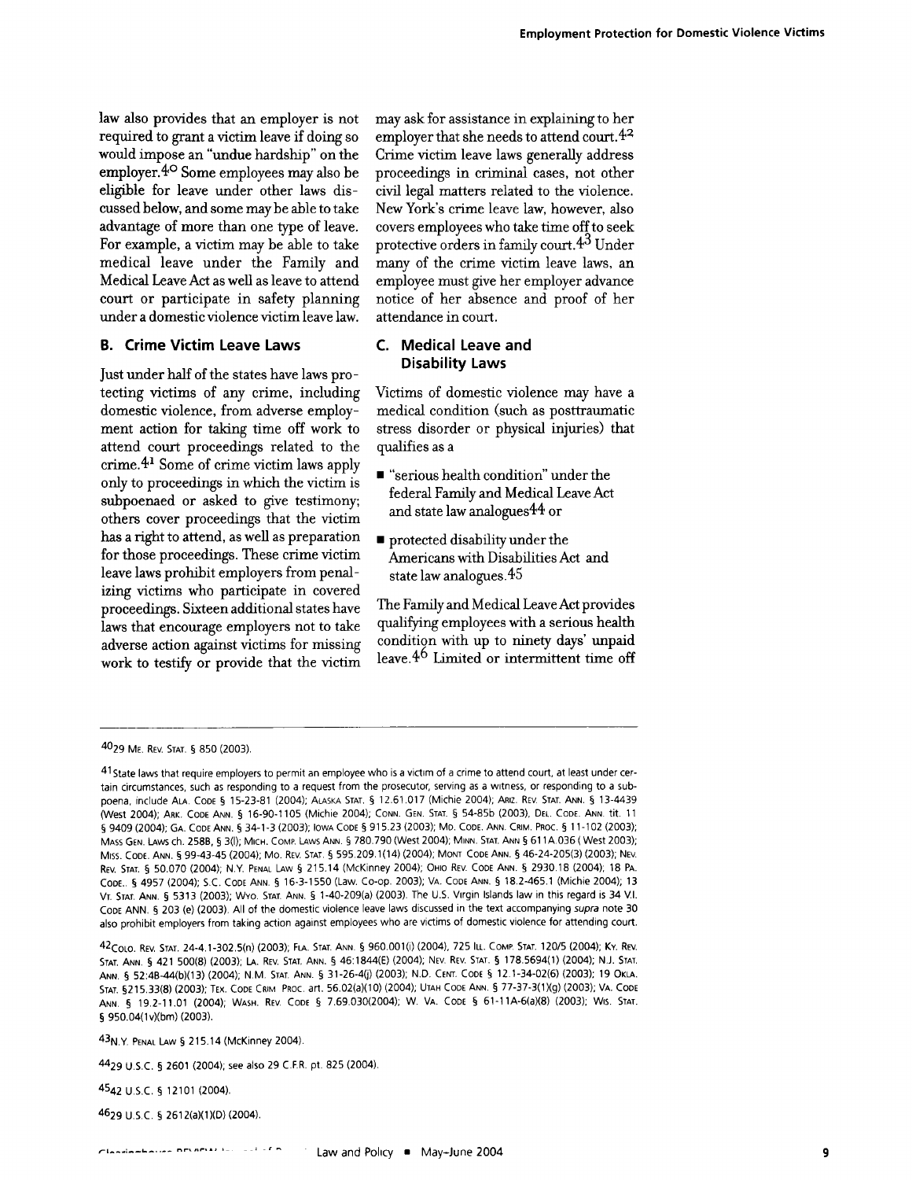law also provides that an employer is not required to grant a victim leave if doing so would impose an "undue hardship" on the employer.[40] Some employees may also be eligible for leave under other laws discussed below, and some may be able to take advantage of more than one type of leave. For example, a victim may be able to take medical leave under the Family and Medical Leave Act as well as leave to attend court or participate in safety planning under a domestic violence victim leave law.

## B. Crime Victim Leave Laws

Just under half of the states have laws protecting victims of any crime, including domestic violence, from adverse employment action for taking time off work to attend court proceedings related to the crime.[41] Some of crime victim laws apply only to proceedings in which the victim is subpoenaed or asked to give testimony; others cover proceedings that the victim has a right to attend, as well as preparation for those proceedings. These crime victim leave laws prohibit employers from penalizing victims who participate in covered proceedings. Sixteen additional states have laws that encourage employers not to take adverse action against victims for missing work to testify or provide that the victim may ask for assistance in explaining to her employer that she needs to attend court.[42] Crime victim leave laws generally address proceedings in criminal cases, not other civil legal matters related to the violence. New York's crime leave law, however, also covers employees who take time off to seek protective orders in family court.[43] Under many of the crime victim leave laws, an employee must give her employer advance notice of her absence and proof of her attendance in court.

## C. Medical Leave and Disability Laws

Victims of domestic violence may have a medical condition (such as posttraumatic stress disorder or physical injuries) that qualifies as a

- "serious health condition" under the federal Family and Medical Leave Act and state law analogues[44] or
- protected disability under the Americans with Disabilities Act and state law analogues.[45]

The Family and Medical Leave Act provides qualifying employees with a serious health condition with up to ninety days' unpaid leave.[46] Limited or intermittent time off

---

[40] 29 ME. REV. STAT. § 850 (2003).

[41] State laws that require employers to permit an employee who is a victim of a crime to attend court, at least under certain circumstances, such as responding to a request from the prosecutor, serving as a witness, or responding to a subpoena, include ALA. CODE § 15-23-81 (2004); ALASKA STAT. § 12.61.017 (Michie 2004); ARIZ. REV. STAT. ANN. § 13-4439 (West 2004); ARK. CODE ANN. § 16-90-1105 (Michie 2004); CONN. GEN. STAT. § 54-85b (2003), DEL. CODE. ANN. tit. 11 § 9409 (2004); GA. CODE ANN. § 34-1-3 (2003); IOWA CODE § 915.23 (2003); MD. CODE. ANN. CRIM. PROC. § 11-102 (2003); MASS GEN. LAWS ch. 258B, § 3(l); MICH. COMP. LAWS ANN. § 780.790 (West 2004); MINN. STAT. ANN § 611A.036 ( West 2003); MISS. CODE. ANN. § 99-43-45 (2004); MO. REV. STAT. § 595.209.1(14) (2004); MONT CODE ANN. § 46-24-205(3) (2003); NEV. REV. STAT. § 50.070 (2004); N.Y. PENAL LAW § 215.14 (McKinney 2004); OHIO REV. CODE ANN. § 2930.18 (2004); 18 PA. CODE.. § 4957 (2004); S.C. CODE ANN. § 16-3-1550 (Law. Co-op. 2003); VA. CODE ANN. § 18.2-465.1 (Michie 2004); 13 VT. STAT. ANN. § 5313 (2003); WYO. STAT. ANN. § 1-40-209(a) (2003). The U.S. Virgin Islands law in this regard is 34 V.I. CODE ANN. § 203 (e) (2003). All of the domestic violence leave laws discussed in the text accompanying *supra* note 30 also prohibit employers from taking action against employees who are victims of domestic violence for attending court.

[42] COLO. REV. STAT. 24-4.1-302.5(n) (2003); FLA. STAT. ANN. § 960.001(i) (2004), 725 ILL. COMP. STAT. 120/5 (2004); KY. REV. STAT. ANN. § 421 500(8) (2003); LA. REV. STAT. ANN. § 46:1844(E) (2004); NEV. REV. STAT. § 178.5694(1) (2004); N.J. STAT. ANN. § 52:4B-44(b)(13) (2004); N.M. STAT. ANN. § 31-26-4(j) (2003); N.D. CENT. CODE § 12.1-34-02(6) (2003); 19 OKLA. STAT. §215.33(8) (2003); TEX. CODE CRIM PROC. art. 56.02(a)(10) (2004); UTAH CODE ANN. § 77-37-3(1)(g) (2003); VA. CODE ANN. § 19.2-11.01 (2004); WASH. REV. CODE § 7.69.030(2004); W. VA. CODE § 61-11A-6(a)(8) (2003); WIS. STAT. § 950.04(1v)(bm) (2003).

[43] N.Y. PENAL LAW § 215.14 (McKinney 2004).

[44] 29 U.S.C. § 2601 (2004); see also 29 C.F.R. pt. 825 (2004).

[45] 42 U.S.C. § 12101 (2004).

[46] 29 U.S.C. § 2612(a)(1)(D) (2004).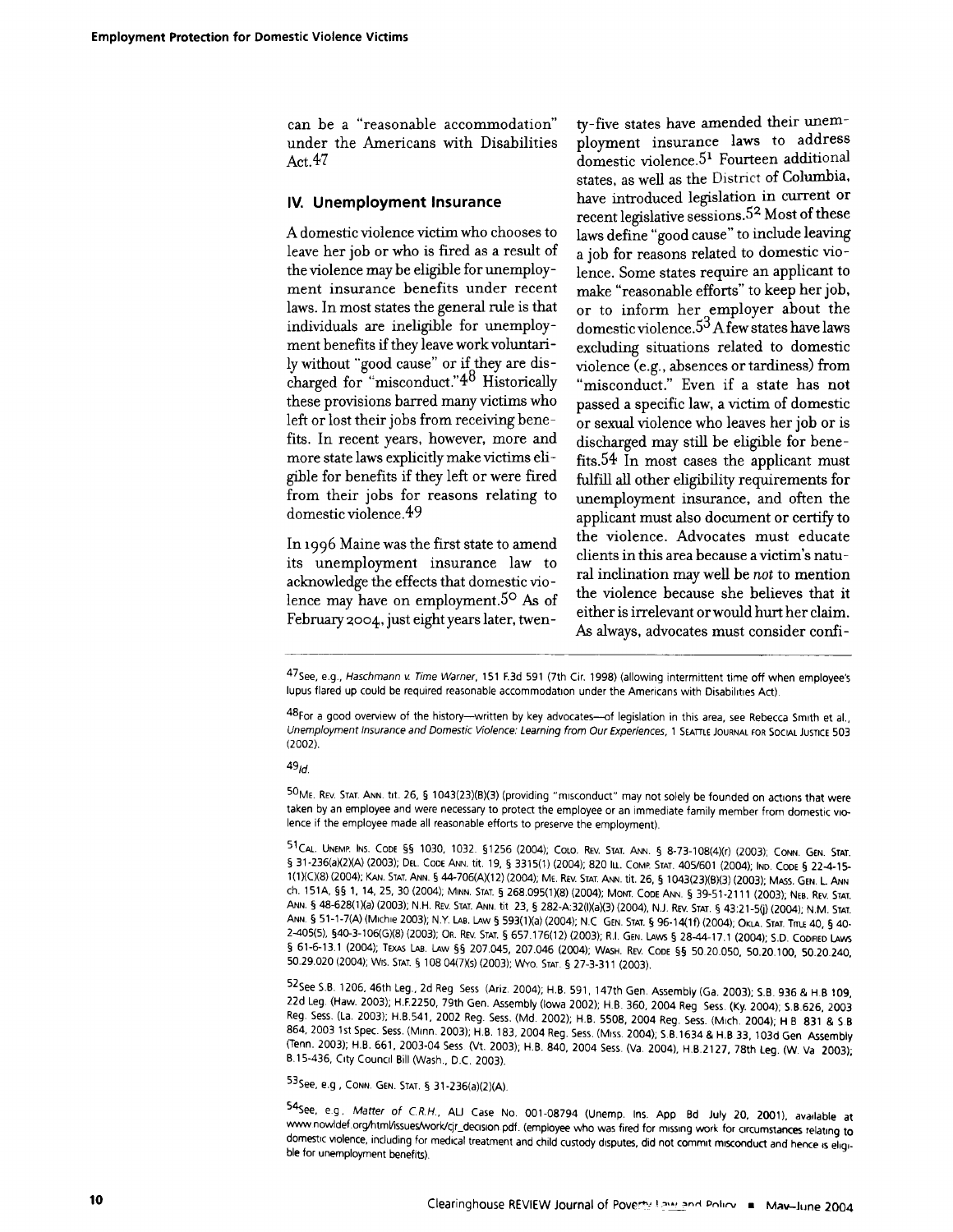can be a "reasonable accommodation" under the Americans with Disabilities Act.[47]

## IV. Unemployment Insurance

A domestic violence victim who chooses to leave her job or who is fired as a result of the violence may be eligible for unemployment insurance benefits under recent laws. In most states the general rule is that individuals are ineligible for unemployment benefits if they leave work voluntarily without "good cause" or if they are discharged for "misconduct."[48] Historically these provisions barred many victims who left or lost their jobs from receiving benefits. In recent years, however, more and more state laws explicitly make victims eligible for benefits if they left or were fired from their jobs for reasons relating to domestic violence.[49]

In 1996 Maine was the first state to amend its unemployment insurance law to acknowledge the effects that domestic violence may have on employment.[50] As of February 2004, just eight years later, twenty-five states have amended their unemployment insurance laws to address domestic violence.[51] Fourteen additional states, as well as the District of Columbia, have introduced legislation in current or recent legislative sessions.[52] Most of these laws define "good cause" to include leaving a job for reasons related to domestic violence. Some states require an applicant to make "reasonable efforts" to keep her job, or to inform her employer about the domestic violence.[53] A few states have laws excluding situations related to domestic violence (e.g., absences or tardiness) from "misconduct." Even if a state has not passed a specific law, a victim of domestic or sexual violence who leaves her job or is discharged may still be eligible for benefits.[54] In most cases the applicant must fulfill all other eligibility requirements for unemployment insurance, and often the applicant must also document or certify to the violence. Advocates must educate clients in this area because a victim's natural inclination may well be *not* to mention the violence because she believes that it either is irrelevant or would hurt her claim. As always, advocates must consider confi-

---

[47] See, e.g., *Haschmann v. Time Warner*, 151 F.3d 591 (7th Cir. 1998) (allowing intermittent time off when employee's lupus flared up could be required reasonable accommodation under the Americans with Disabilities Act).

[48] For a good overview of the history—written by key advocates—of legislation in this area, see Rebecca Smith et al., *Unemployment Insurance and Domestic Violence: Learning from Our Experiences*, 1 SEATTLE JOURNAL FOR SOCIAL JUSTICE 503 (2002).

[49] *Id.*

[50] ME. REV. STAT. ANN. tit. 26, § 1043(23)(B)(3) (providing "misconduct" may not solely be founded on actions that were taken by an employee and were necessary to protect the employee or an immediate family member from domestic violence if the employee made all reasonable efforts to preserve the employment).

[51] CAL. UNEMP. INS. CODE §§ 1030, 1032. §1256 (2004); COLO. REV. STAT. ANN. § 8-73-108(4)(r) (2003); CONN. GEN. STAT. § 31-236(a)(2)(A) (2003); DEL. CODE ANN. tit. 19, § 3315(1) (2004); 820 ILL. COMP. STAT. 405/601 (2004); IND. CODE § 22-4-15-1(1)(C)(8) (2004); KAN. STAT. ANN. § 44-706(A)(12) (2004); ME. REV. STAT. ANN. tit. 26, § 1043(23)(B)(3) (2003); MASS. GEN. L. ANN ch. 151A, §§ 1, 14, 25, 30 (2004); MINN. STAT. § 268.095(1)(8) (2004); MONT. CODE ANN. § 39-51-2111 (2003); NEB. REV. STAT. ANN. § 48-628(1)(a) (2003); N.H. REV. STAT. ANN. tit 23, § 282-A:32(I)(a)(3) (2004), N.J. REV. STAT. § 43:21-5(j) (2004); N.M. STAT. ANN. § 51-1-7(A) (Michie 2003); N.Y. LAB. LAW § 593(1)(a) (2004); N.C GEN. STAT. § 96-14(1f) (2004); OKLA. STAT. TITLE 40, § 40-2-405(5), §40-3-106(G)(8) (2003); OR. REV. STAT. § 657.176(12) (2003); R.I. GEN. LAWS § 28-44-17.1 (2004); S.D. CODIFIED LAWS § 61-6-13.1 (2004); TEXAS LAB. LAW §§ 207.045, 207.046 (2004); WASH. REV. CODE §§ 50.20.050, 50.20.100, 50.20.240, 50.29.020 (2004); WIS. STAT. § 108.04(7)(s) (2003); WYO. STAT. § 27-3-311 (2003).

[52] See S.B. 1206, 46th Leg., 2d Reg. Sess. (Ariz. 2004); H.B. 591, 147th Gen. Assembly (Ga. 2003); S.B. 936 & H.B 109, 22d Leg. (Haw. 2003); H.F.2250, 79th Gen. Assembly (Iowa 2002); H.B. 360, 2004 Reg. Sess. (Ky. 2004); S.B.626, 2003 Reg. Sess. (La. 2003); H.B.541, 2002 Reg. Sess. (Md. 2002); H.B. 5508, 2004 Reg. Sess. (Mich. 2004); H.B 831 & S.B 864, 2003 1st Spec. Sess. (Minn. 2003); H.B. 183, 2004 Reg. Sess. (Miss. 2004); S.B.1634 & H.B 33, 103d Gen Assembly (Tenn. 2003); H.B. 661, 2003-04 Sess. (Vt. 2003); H.B. 840, 2004 Sess. (Va. 2004), H.B.2127, 78th Leg. (W. Va 2003); B.15-436, City Council Bill (Wash., D.C. 2003).

[53] See, e.g., CONN. GEN. STAT. § 31-236(a)(2)(A).

[54] See, e.g., *Matter of C.R.H.*, ALJ Case No. 001-08794 (Unemp. Ins. App. Bd. July 20, 2001), available at www.nowldef.org/html/issues/work/cjr_decision.pdf. (employee who was fired for missing work for circumstances relating to domestic violence, including for medical treatment and child custody disputes, did not commit misconduct and hence is eligible for unemployment benefits).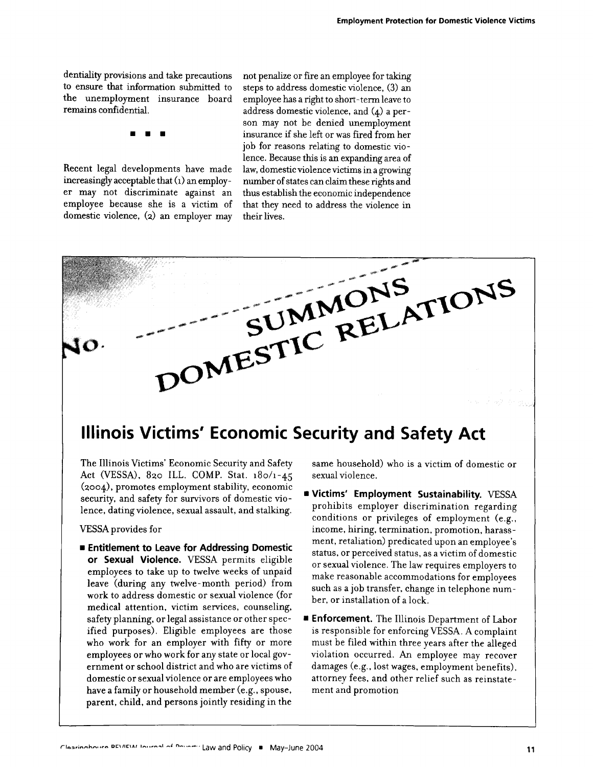dentiality provisions and take precautions to ensure that information submitted to the unemployment insurance board remains confidential.

■ ■ ■

Recent legal developments have made increasingly acceptable that (1) an employer may not discriminate against an employee because she is a victim of domestic violence, (2) an employer may not penalize or fire an employee for taking steps to address domestic violence, (3) an employee has a right to short-term leave to address domestic violence, and (4) a person may not be denied unemployment insurance if she left or was fired from her job for reasons relating to domestic violence. Because this is an expanding area of law, domestic violence victims in a growing number of states can claim these rights and thus establish the economic independence that they need to address the violence in their lives.

No. SUMMONS DOMESTIC RELATIONS

## Illinois Victims' Economic Security and Safety Act

The Illinois Victims' Economic Security and Safety Act (VESSA), 820 ILL. COMP. Stat. 180/1-45 (2004), promotes employment stability, economic security, and safety for survivors of domestic violence, dating violence, sexual assault, and stalking.

VESSA provides for

- **Entitlement to Leave for Addressing Domestic or Sexual Violence.** VESSA permits eligible employees to take up to twelve weeks of unpaid leave (during any twelve-month period) from work to address domestic or sexual violence (for medical attention, victim services, counseling, safety planning, or legal assistance or other specified purposes). Eligible employees are those who work for an employer with fifty or more employees or who work for any state or local government or school district and who are victims of domestic or sexual violence or are employees who have a family or household member (e.g., spouse, parent, child, and persons jointly residing in the same household) who is a victim of domestic or sexual violence.
- **Victims' Employment Sustainability.** VESSA prohibits employer discrimination regarding conditions or privileges of employment (e.g., income, hiring, termination, promotion, harassment, retaliation) predicated upon an employee's status, or perceived status, as a victim of domestic or sexual violence. The law requires employers to make reasonable accommodations for employees such as a job transfer, change in telephone number, or installation of a lock.
- **Enforcement.** The Illinois Department of Labor is responsible for enforcing VESSA. A complaint must be filed within three years after the alleged violation occurred. An employee may recover damages (e.g., lost wages, employment benefits), attorney fees, and other relief such as reinstatement and promotion